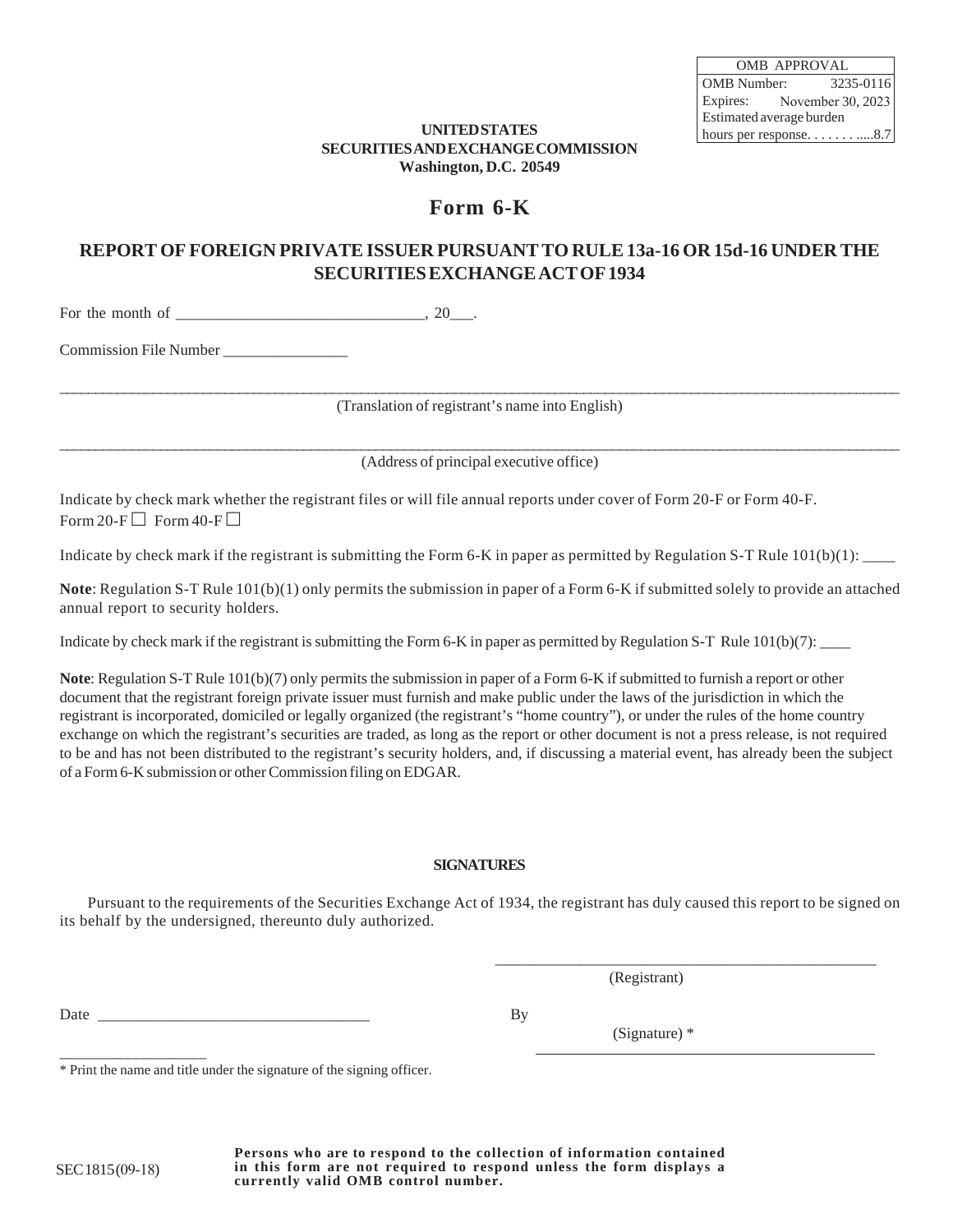| OMB APPROVAL | |
|---|---|
| OMB Number: | 3235-0116 |
| Expires: | November 30, 2023 |
| Estimated average burden hours per response. . . . . . . .....8.7 | |

**UNITED STATES**
**SECURITIES AND EXCHANGE COMMISSION**
**Washington, D.C. 20549**

# Form 6-K

## REPORT OF FOREIGN PRIVATE ISSUER PURSUANT TO RULE 13a-16 OR 15d-16 UNDER THE SECURITIES EXCHANGE ACT OF 1934

For the month of _______________________________, 20___.

Commission File Number ________________

_______________________________________________________________________________

(Translation of registrant's name into English)

_______________________________________________________________________________

(Address of principal executive office)

Indicate by check mark whether the registrant files or will file annual reports under cover of Form 20-F or Form 40-F.
Form 20-F ☐ Form 40-F ☐

Indicate by check mark if the registrant is submitting the Form 6-K in paper as permitted by Regulation S-T Rule 101(b)(1): ____

**Note**: Regulation S-T Rule 101(b)(1) only permits the submission in paper of a Form 6-K if submitted solely to provide an attached annual report to security holders.

Indicate by check mark if the registrant is submitting the Form 6-K in paper as permitted by Regulation S-T Rule 101(b)(7): ____

**Note**: Regulation S-T Rule 101(b)(7) only permits the submission in paper of a Form 6-K if submitted to furnish a report or other document that the registrant foreign private issuer must furnish and make public under the laws of the jurisdiction in which the registrant is incorporated, domiciled or legally organized (the registrant's "home country"), or under the rules of the home country exchange on which the registrant's securities are traded, as long as the report or other document is not a press release, is not required to be and has not been distributed to the registrant's security holders, and, if discussing a material event, has already been the subject of a Form 6-K submission or other Commission filing on EDGAR.

**SIGNATURES**

Pursuant to the requirements of the Securities Exchange Act of 1934, the registrant has duly caused this report to be signed on its behalf by the undersigned, thereunto duly authorized.

_________________________________________________

(Registrant)

Date __________________________________ By

(Signature) *

_________________________________________________

* Print the name and title under the signature of the signing officer.

SEC 1815 (09-18)

**Persons who are to respond to the collection of information contained in this form are not required to respond unless the form displays a currently valid OMB control number.**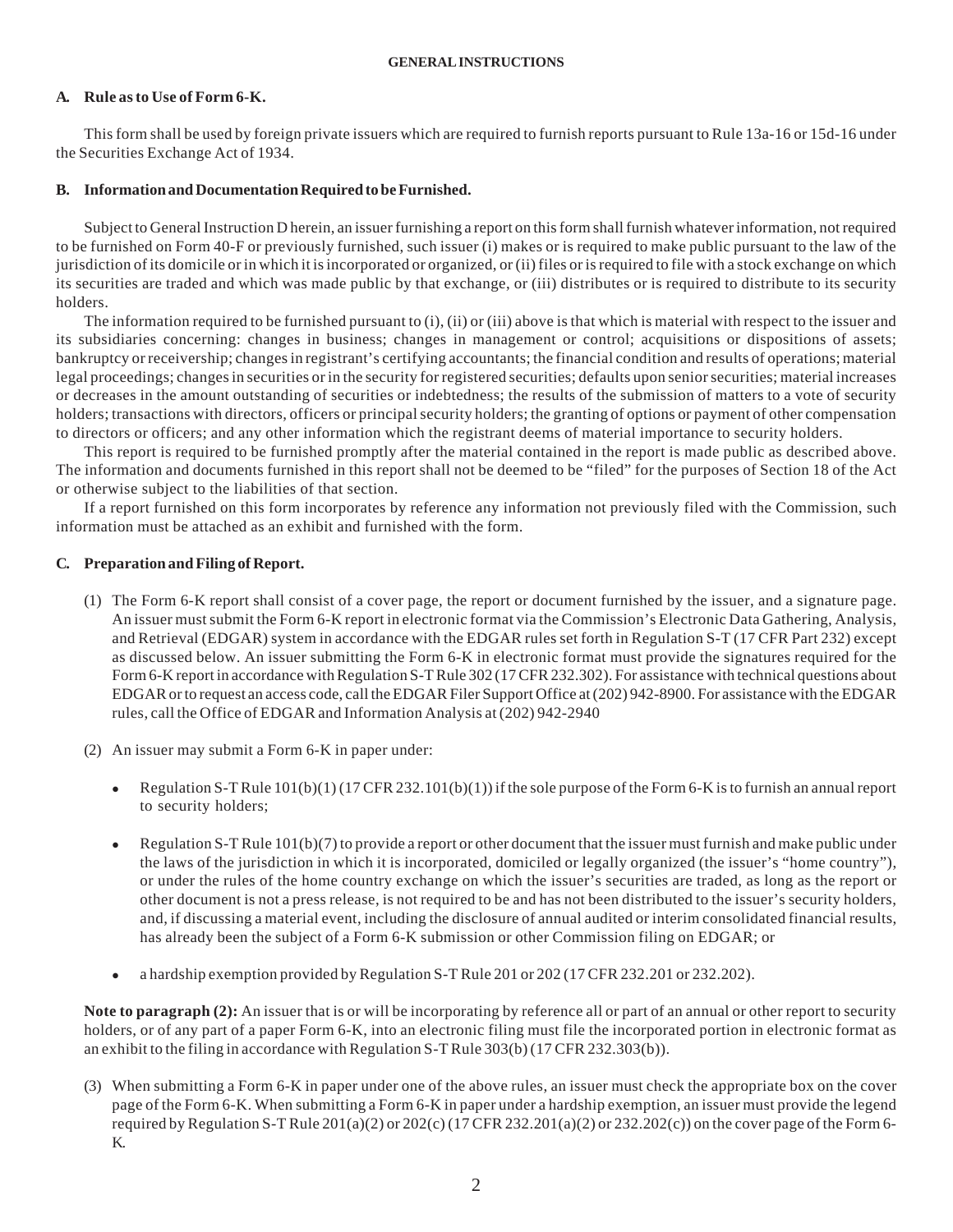## GENERAL INSTRUCTIONS

### A. Rule as to Use of Form 6-K.

This form shall be used by foreign private issuers which are required to furnish reports pursuant to Rule 13a-16 or 15d-16 under the Securities Exchange Act of 1934.

### B. Information and Documentation Required to be Furnished.

Subject to General Instruction D herein, an issuer furnishing a report on this form shall furnish whatever information, not required to be furnished on Form 40-F or previously furnished, such issuer (i) makes or is required to make public pursuant to the law of the jurisdiction of its domicile or in which it is incorporated or organized, or (ii) files or is required to file with a stock exchange on which its securities are traded and which was made public by that exchange, or (iii) distributes or is required to distribute to its security holders.

The information required to be furnished pursuant to (i), (ii) or (iii) above is that which is material with respect to the issuer and its subsidiaries concerning: changes in business; changes in management or control; acquisitions or dispositions of assets; bankruptcy or receivership; changes in registrant's certifying accountants; the financial condition and results of operations; material legal proceedings; changes in securities or in the security for registered securities; defaults upon senior securities; material increases or decreases in the amount outstanding of securities or indebtedness; the results of the submission of matters to a vote of security holders; transactions with directors, officers or principal security holders; the granting of options or payment of other compensation to directors or officers; and any other information which the registrant deems of material importance to security holders.

This report is required to be furnished promptly after the material contained in the report is made public as described above. The information and documents furnished in this report shall not be deemed to be "filed" for the purposes of Section 18 of the Act or otherwise subject to the liabilities of that section.

If a report furnished on this form incorporates by reference any information not previously filed with the Commission, such information must be attached as an exhibit and furnished with the form.

### C. Preparation and Filing of Report.

(1) The Form 6-K report shall consist of a cover page, the report or document furnished by the issuer, and a signature page. An issuer must submit the Form 6-K report in electronic format via the Commission's Electronic Data Gathering, Analysis, and Retrieval (EDGAR) system in accordance with the EDGAR rules set forth in Regulation S-T (17 CFR Part 232) except as discussed below. An issuer submitting the Form 6-K in electronic format must provide the signatures required for the Form 6-K report in accordance with Regulation S-T Rule 302 (17 CFR 232.302). For assistance with technical questions about EDGAR or to request an access code, call the EDGAR Filer Support Office at (202) 942-8900. For assistance with the EDGAR rules, call the Office of EDGAR and Information Analysis at (202) 942-2940

(2) An issuer may submit a Form 6-K in paper under:

- Regulation S-T Rule 101(b)(1) (17 CFR 232.101(b)(1)) if the sole purpose of the Form 6-K is to furnish an annual report to security holders;
- Regulation S-T Rule 101(b)(7) to provide a report or other document that the issuer must furnish and make public under the laws of the jurisdiction in which it is incorporated, domiciled or legally organized (the issuer's "home country"), or under the rules of the home country exchange on which the issuer's securities are traded, as long as the report or other document is not a press release, is not required to be and has not been distributed to the issuer's security holders, and, if discussing a material event, including the disclosure of annual audited or interim consolidated financial results, has already been the subject of a Form 6-K submission or other Commission filing on EDGAR; or
- a hardship exemption provided by Regulation S-T Rule 201 or 202 (17 CFR 232.201 or 232.202).

**Note to paragraph (2):** An issuer that is or will be incorporating by reference all or part of an annual or other report to security holders, or of any part of a paper Form 6-K, into an electronic filing must file the incorporated portion in electronic format as an exhibit to the filing in accordance with Regulation S-T Rule 303(b) (17 CFR 232.303(b)).

(3) When submitting a Form 6-K in paper under one of the above rules, an issuer must check the appropriate box on the cover page of the Form 6-K. When submitting a Form 6-K in paper under a hardship exemption, an issuer must provide the legend required by Regulation S-T Rule 201(a)(2) or 202(c) (17 CFR 232.201(a)(2) or 232.202(c)) on the cover page of the Form 6-K.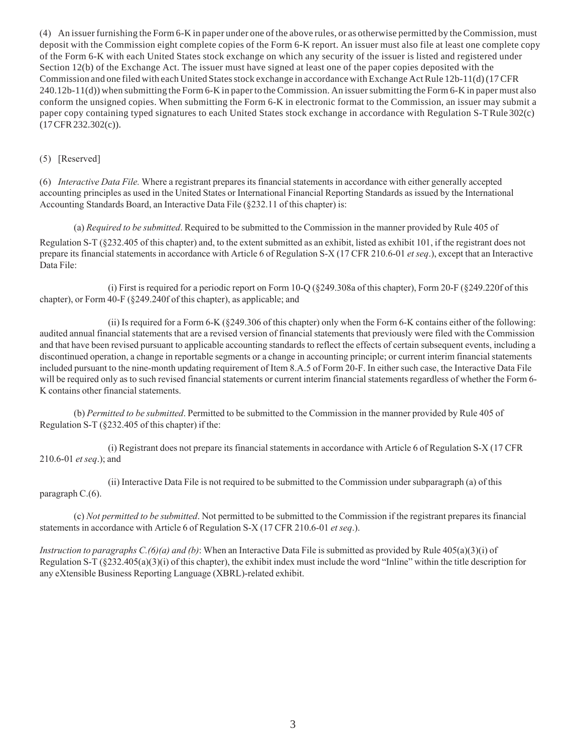(4) An issuer furnishing the Form 6-K in paper under one of the above rules, or as otherwise permitted by the Commission, must deposit with the Commission eight complete copies of the Form 6-K report. An issuer must also file at least one complete copy of the Form 6-K with each United States stock exchange on which any security of the issuer is listed and registered under Section 12(b) of the Exchange Act. The issuer must have signed at least one of the paper copies deposited with the Commission and one filed with each United States stock exchange in accordance with Exchange Act Rule 12b-11(d) (17 CFR 240.12b-11(d)) when submitting the Form 6-K in paper to the Commission. An issuer submitting the Form 6-K in paper must also conform the unsigned copies. When submitting the Form 6-K in electronic format to the Commission, an issuer may submit a paper copy containing typed signatures to each United States stock exchange in accordance with Regulation S-T Rule 302(c) (17 CFR 232.302(c)).

(5) [Reserved]

(6) *Interactive Data File.* Where a registrant prepares its financial statements in accordance with either generally accepted accounting principles as used in the United States or International Financial Reporting Standards as issued by the International Accounting Standards Board, an Interactive Data File (§232.11 of this chapter) is:

(a) *Required to be submitted*. Required to be submitted to the Commission in the manner provided by Rule 405 of Regulation S-T (§232.405 of this chapter) and, to the extent submitted as an exhibit, listed as exhibit 101, if the registrant does not prepare its financial statements in accordance with Article 6 of Regulation S-X (17 CFR 210.6-01 *et seq*.), except that an Interactive Data File:

(i) First is required for a periodic report on Form 10-Q (§249.308a of this chapter), Form 20-F (§249.220f of this chapter), or Form 40-F (§249.240f of this chapter), as applicable; and

(ii) Is required for a Form 6-K (§249.306 of this chapter) only when the Form 6-K contains either of the following: audited annual financial statements that are a revised version of financial statements that previously were filed with the Commission and that have been revised pursuant to applicable accounting standards to reflect the effects of certain subsequent events, including a discontinued operation, a change in reportable segments or a change in accounting principle; or current interim financial statements included pursuant to the nine-month updating requirement of Item 8.A.5 of Form 20-F. In either such case, the Interactive Data File will be required only as to such revised financial statements or current interim financial statements regardless of whether the Form 6-K contains other financial statements.

(b) *Permitted to be submitted*. Permitted to be submitted to the Commission in the manner provided by Rule 405 of Regulation S-T (§232.405 of this chapter) if the:

(i) Registrant does not prepare its financial statements in accordance with Article 6 of Regulation S-X (17 CFR 210.6-01 *et seq*.); and

(ii) Interactive Data File is not required to be submitted to the Commission under subparagraph (a) of this paragraph C.(6).

(c) *Not permitted to be submitted*. Not permitted to be submitted to the Commission if the registrant prepares its financial statements in accordance with Article 6 of Regulation S-X (17 CFR 210.6-01 *et seq*.).

*Instruction to paragraphs C.(6)(a) and (b)*: When an Interactive Data File is submitted as provided by Rule 405(a)(3)(i) of Regulation S-T (§232.405(a)(3)(i) of this chapter), the exhibit index must include the word "Inline" within the title description for any eXtensible Business Reporting Language (XBRL)-related exhibit.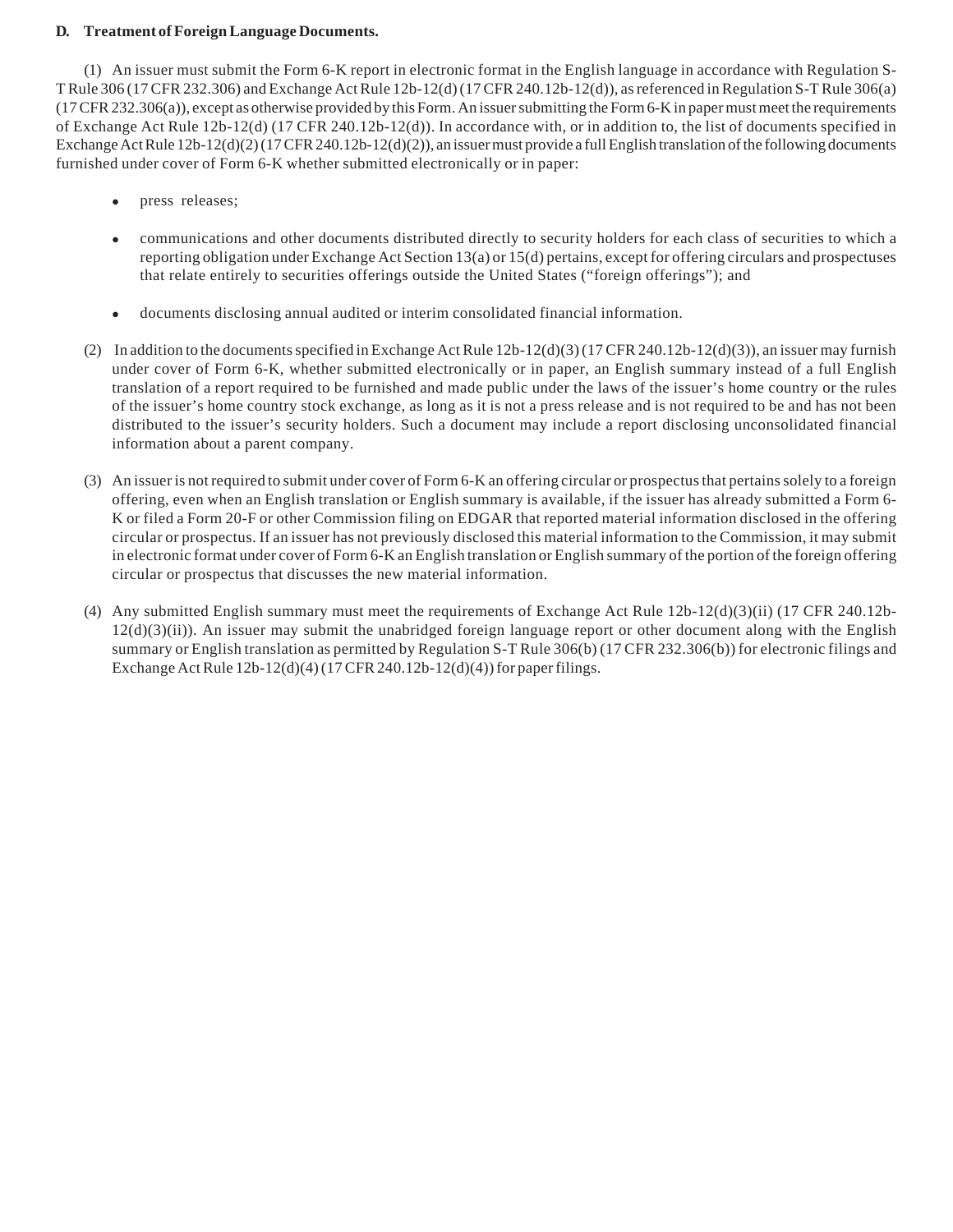**D. Treatment of Foreign Language Documents.**

(1) An issuer must submit the Form 6-K report in electronic format in the English language in accordance with Regulation S-T Rule 306 (17 CFR 232.306) and Exchange Act Rule 12b-12(d) (17 CFR 240.12b-12(d)), as referenced in Regulation S-T Rule 306(a) (17 CFR 232.306(a)), except as otherwise provided by this Form. An issuer submitting the Form 6-K in paper must meet the requirements of Exchange Act Rule 12b-12(d) (17 CFR 240.12b-12(d)). In accordance with, or in addition to, the list of documents specified in Exchange Act Rule 12b-12(d)(2) (17 CFR 240.12b-12(d)(2)), an issuer must provide a full English translation of the following documents furnished under cover of Form 6-K whether submitted electronically or in paper:

- press releases;
- communications and other documents distributed directly to security holders for each class of securities to which a reporting obligation under Exchange Act Section 13(a) or 15(d) pertains, except for offering circulars and prospectuses that relate entirely to securities offerings outside the United States ("foreign offerings"); and
- documents disclosing annual audited or interim consolidated financial information.

(2) In addition to the documents specified in Exchange Act Rule 12b-12(d)(3) (17 CFR 240.12b-12(d)(3)), an issuer may furnish under cover of Form 6-K, whether submitted electronically or in paper, an English summary instead of a full English translation of a report required to be furnished and made public under the laws of the issuer's home country or the rules of the issuer's home country stock exchange, as long as it is not a press release and is not required to be and has not been distributed to the issuer's security holders. Such a document may include a report disclosing unconsolidated financial information about a parent company.

(3) An issuer is not required to submit under cover of Form 6-K an offering circular or prospectus that pertains solely to a foreign offering, even when an English translation or English summary is available, if the issuer has already submitted a Form 6-K or filed a Form 20-F or other Commission filing on EDGAR that reported material information disclosed in the offering circular or prospectus. If an issuer has not previously disclosed this material information to the Commission, it may submit in electronic format under cover of Form 6-K an English translation or English summary of the portion of the foreign offering circular or prospectus that discusses the new material information.

(4) Any submitted English summary must meet the requirements of Exchange Act Rule 12b-12(d)(3)(ii) (17 CFR 240.12b-12(d)(3)(ii)). An issuer may submit the unabridged foreign language report or other document along with the English summary or English translation as permitted by Regulation S-T Rule 306(b) (17 CFR 232.306(b)) for electronic filings and Exchange Act Rule 12b-12(d)(4) (17 CFR 240.12b-12(d)(4)) for paper filings.